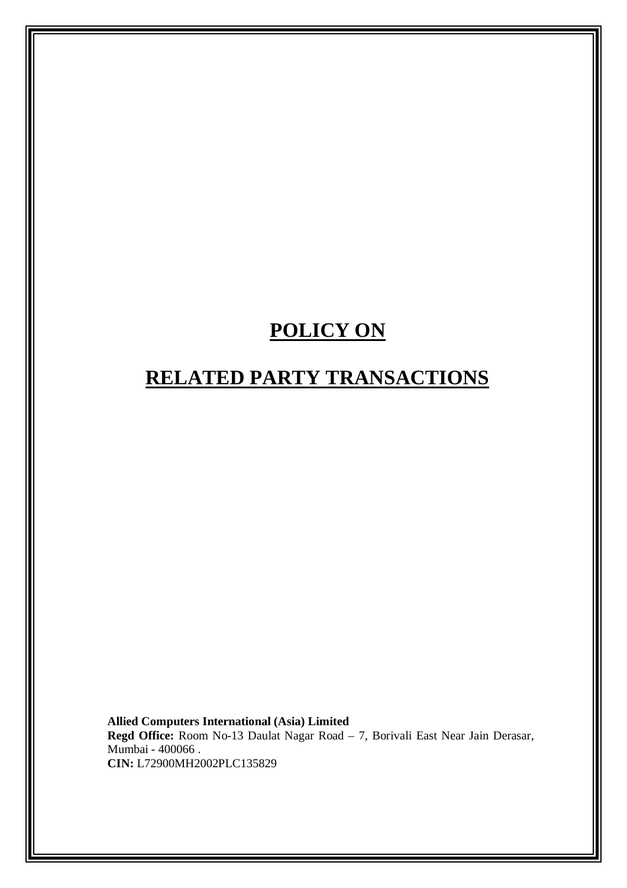# POLICY ON

# RELATED PARTY TRANSACTIONS

**Allied Computers International (Asia) Limited**
**Regd Office:** Room No-13 Daulat Nagar Road – 7, Borivali East Near Jain Derasar, Mumbai - 400066 .
**CIN:** L72900MH2002PLC135829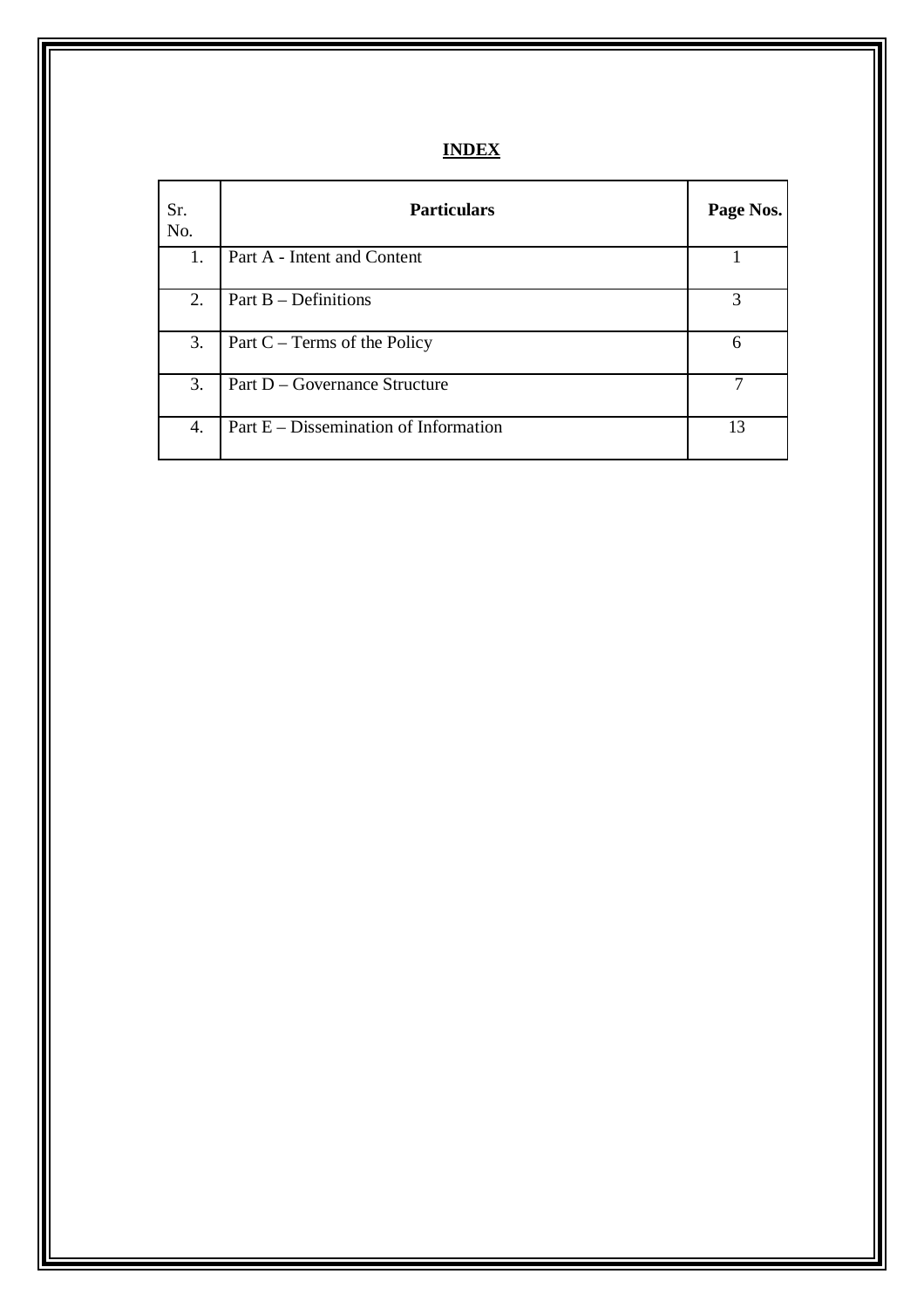**INDEX**

| Sr. No. | Particulars | Page Nos. |
|---|---|---|
| 1. | Part A - Intent and Content | 1 |
| 2. | Part B – Definitions | 3 |
| 3. | Part C – Terms of the Policy | 6 |
| 3. | Part D – Governance Structure | 7 |
| 4. | Part E – Dissemination of Information | 13 |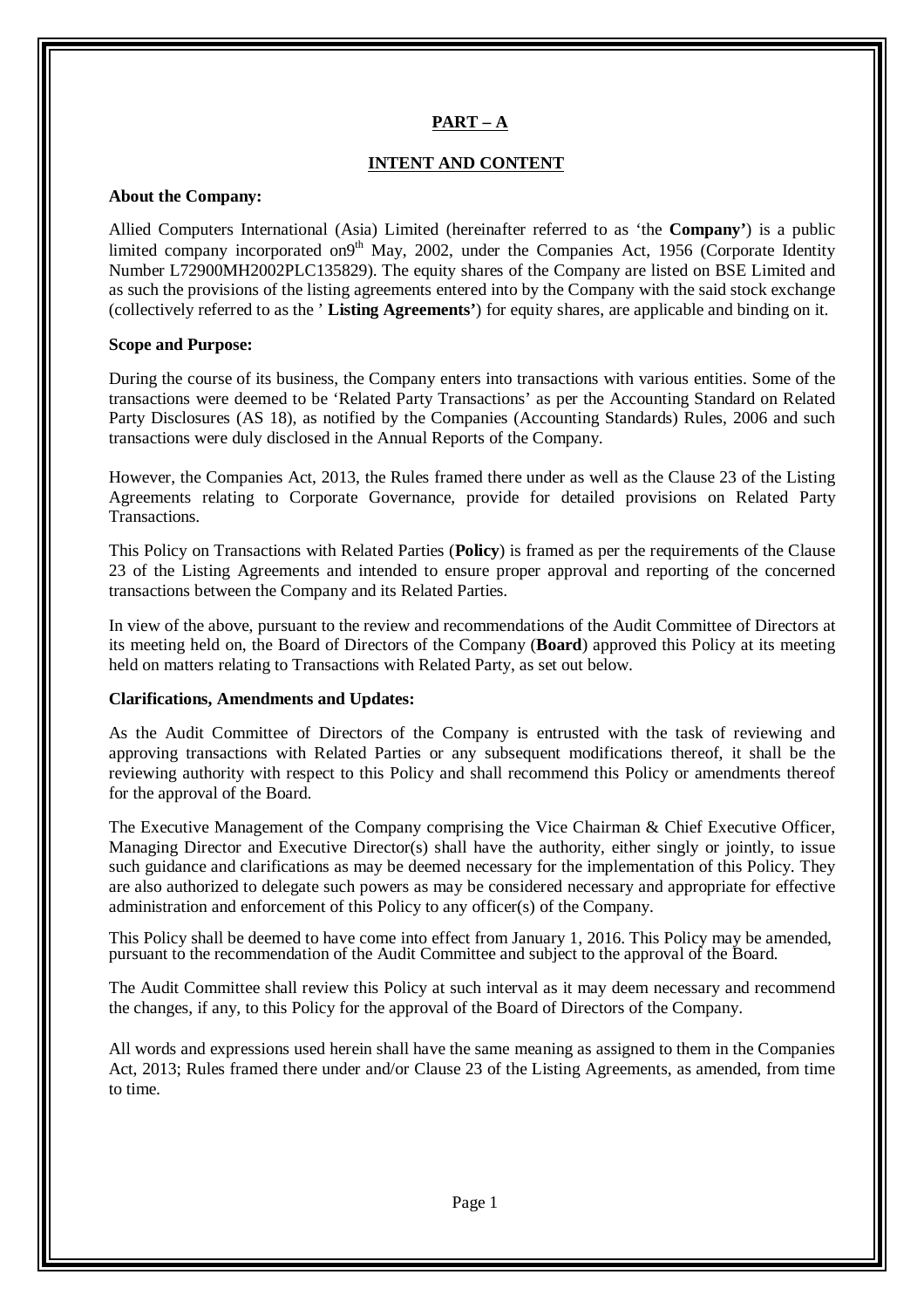## PART – A

### INTENT AND CONTENT

**About the Company:**

Allied Computers International (Asia) Limited (hereinafter referred to as 'the **Company'**) is a public limited company incorporated on9th May, 2002, under the Companies Act, 1956 (Corporate Identity Number L72900MH2002PLC135829). The equity shares of the Company are listed on BSE Limited and as such the provisions of the listing agreements entered into by the Company with the said stock exchange (collectively referred to as the ' **Listing Agreements'**) for equity shares, are applicable and binding on it.

**Scope and Purpose:**

During the course of its business, the Company enters into transactions with various entities. Some of the transactions were deemed to be 'Related Party Transactions' as per the Accounting Standard on Related Party Disclosures (AS 18), as notified by the Companies (Accounting Standards) Rules, 2006 and such transactions were duly disclosed in the Annual Reports of the Company.

However, the Companies Act, 2013, the Rules framed there under as well as the Clause 23 of the Listing Agreements relating to Corporate Governance, provide for detailed provisions on Related Party Transactions.

This Policy on Transactions with Related Parties (**Policy**) is framed as per the requirements of the Clause 23 of the Listing Agreements and intended to ensure proper approval and reporting of the concerned transactions between the Company and its Related Parties.

In view of the above, pursuant to the review and recommendations of the Audit Committee of Directors at its meeting held on, the Board of Directors of the Company (**Board**) approved this Policy at its meeting held on matters relating to Transactions with Related Party, as set out below.

**Clarifications, Amendments and Updates:**

As the Audit Committee of Directors of the Company is entrusted with the task of reviewing and approving transactions with Related Parties or any subsequent modifications thereof, it shall be the reviewing authority with respect to this Policy and shall recommend this Policy or amendments thereof for the approval of the Board.

The Executive Management of the Company comprising the Vice Chairman & Chief Executive Officer, Managing Director and Executive Director(s) shall have the authority, either singly or jointly, to issue such guidance and clarifications as may be deemed necessary for the implementation of this Policy. They are also authorized to delegate such powers as may be considered necessary and appropriate for effective administration and enforcement of this Policy to any officer(s) of the Company.

This Policy shall be deemed to have come into effect from January 1, 2016. This Policy may be amended, pursuant to the recommendation of the Audit Committee and subject to the approval of the Board.

The Audit Committee shall review this Policy at such interval as it may deem necessary and recommend the changes, if any, to this Policy for the approval of the Board of Directors of the Company.

All words and expressions used herein shall have the same meaning as assigned to them in the Companies Act, 2013; Rules framed there under and/or Clause 23 of the Listing Agreements, as amended, from time to time.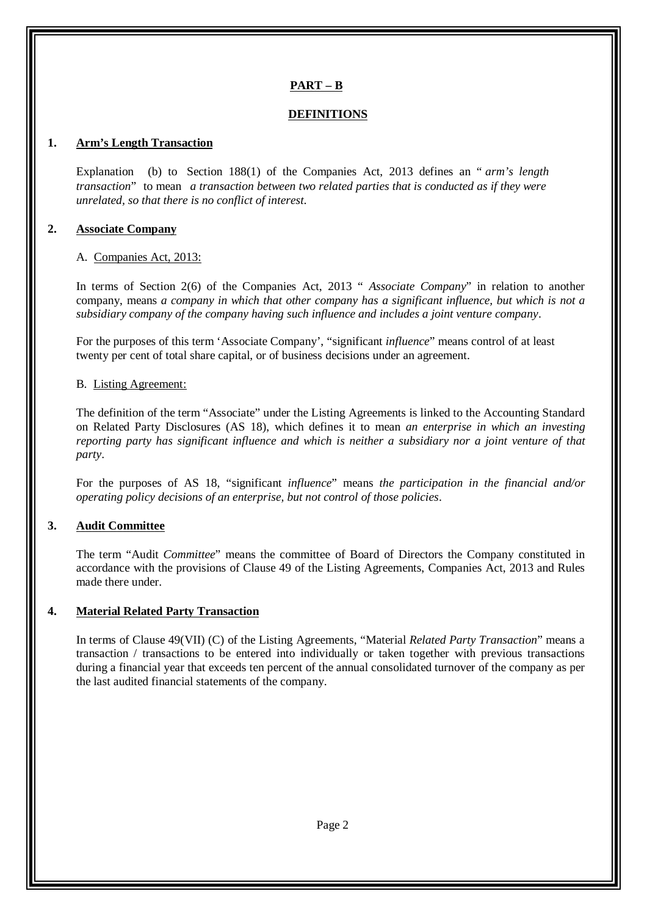## PART – B

## DEFINITIONS

### 1. Arm's Length Transaction

Explanation (b) to Section 188(1) of the Companies Act, 2013 defines an " *arm's length transaction*" to mean *a transaction between two related parties that is conducted as if they were unrelated, so that there is no conflict of interest.*

### 2. Associate Company

A. Companies Act, 2013:

In terms of Section 2(6) of the Companies Act, 2013 " *Associate Company*" in relation to another company, means *a company in which that other company has a significant influence, but which is not a subsidiary company of the company having such influence and includes a joint venture company*.

For the purposes of this term 'Associate Company', "significant *influence*" means control of at least twenty per cent of total share capital, or of business decisions under an agreement.

B. Listing Agreement:

The definition of the term "Associate" under the Listing Agreements is linked to the Accounting Standard on Related Party Disclosures (AS 18), which defines it to mean *an enterprise in which an investing reporting party has significant influence and which is neither a subsidiary nor a joint venture of that party*.

For the purposes of AS 18, "significant *influence*" means *the participation in the financial and/or operating policy decisions of an enterprise, but not control of those policies*.

### 3. Audit Committee

The term "Audit *Committee*" means the committee of Board of Directors the Company constituted in accordance with the provisions of Clause 49 of the Listing Agreements, Companies Act, 2013 and Rules made there under.

### 4. Material Related Party Transaction

In terms of Clause 49(VII) (C) of the Listing Agreements, "Material *Related Party Transaction*" means a transaction / transactions to be entered into individually or taken together with previous transactions during a financial year that exceeds ten percent of the annual consolidated turnover of the company as per the last audited financial statements of the company.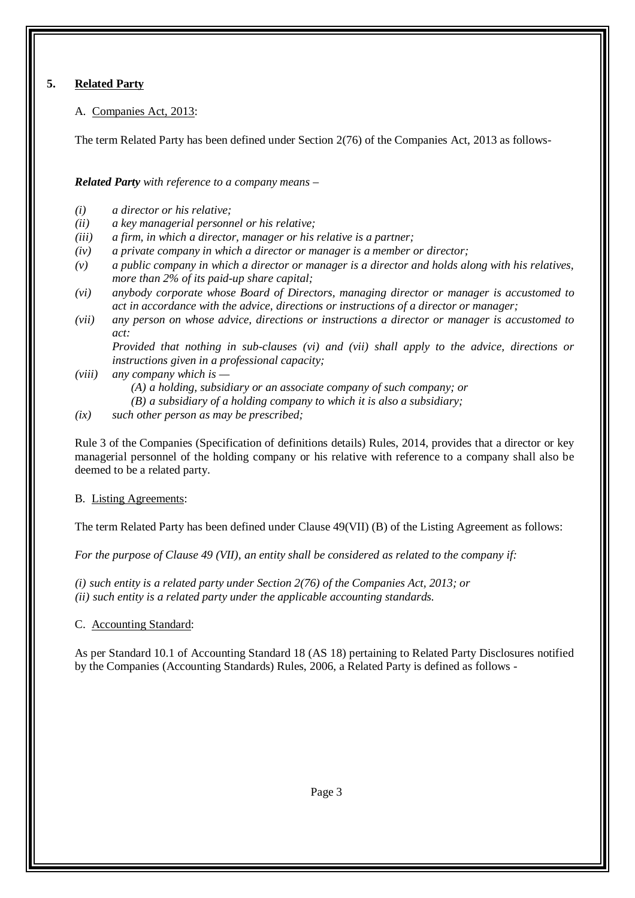## 5. Related Party

A. Companies Act, 2013:

The term Related Party has been defined under Section 2(76) of the Companies Act, 2013 as follows-

***Related Party** with reference to a company means –*

*(i) a director or his relative;*
*(ii) a key managerial personnel or his relative;*
*(iii) a firm, in which a director, manager or his relative is a partner;*
*(iv) a private company in which a director or manager is a member or director;*
*(v) a public company in which a director or manager is a director and holds along with his relatives, more than 2% of its paid-up share capital;*
*(vi) anybody corporate whose Board of Directors, managing director or manager is accustomed to act in accordance with the advice, directions or instructions of a director or manager;*
*(vii) any person on whose advice, directions or instructions a director or manager is accustomed to act:*
*Provided that nothing in sub-clauses (vi) and (vii) shall apply to the advice, directions or instructions given in a professional capacity;*
*(viii) any company which is —*
*(A) a holding, subsidiary or an associate company of such company; or*
*(B) a subsidiary of a holding company to which it is also a subsidiary;*
*(ix) such other person as may be prescribed;*

Rule 3 of the Companies (Specification of definitions details) Rules, 2014, provides that a director or key managerial personnel of the holding company or his relative with reference to a company shall also be deemed to be a related party.

B. Listing Agreements:

The term Related Party has been defined under Clause 49(VII) (B) of the Listing Agreement as follows:

*For the purpose of Clause 49 (VII), an entity shall be considered as related to the company if:*

*(i) such entity is a related party under Section 2(76) of the Companies Act, 2013; or*
*(ii) such entity is a related party under the applicable accounting standards.*

C. Accounting Standard:

As per Standard 10.1 of Accounting Standard 18 (AS 18) pertaining to Related Party Disclosures notified by the Companies (Accounting Standards) Rules, 2006, a Related Party is defined as follows -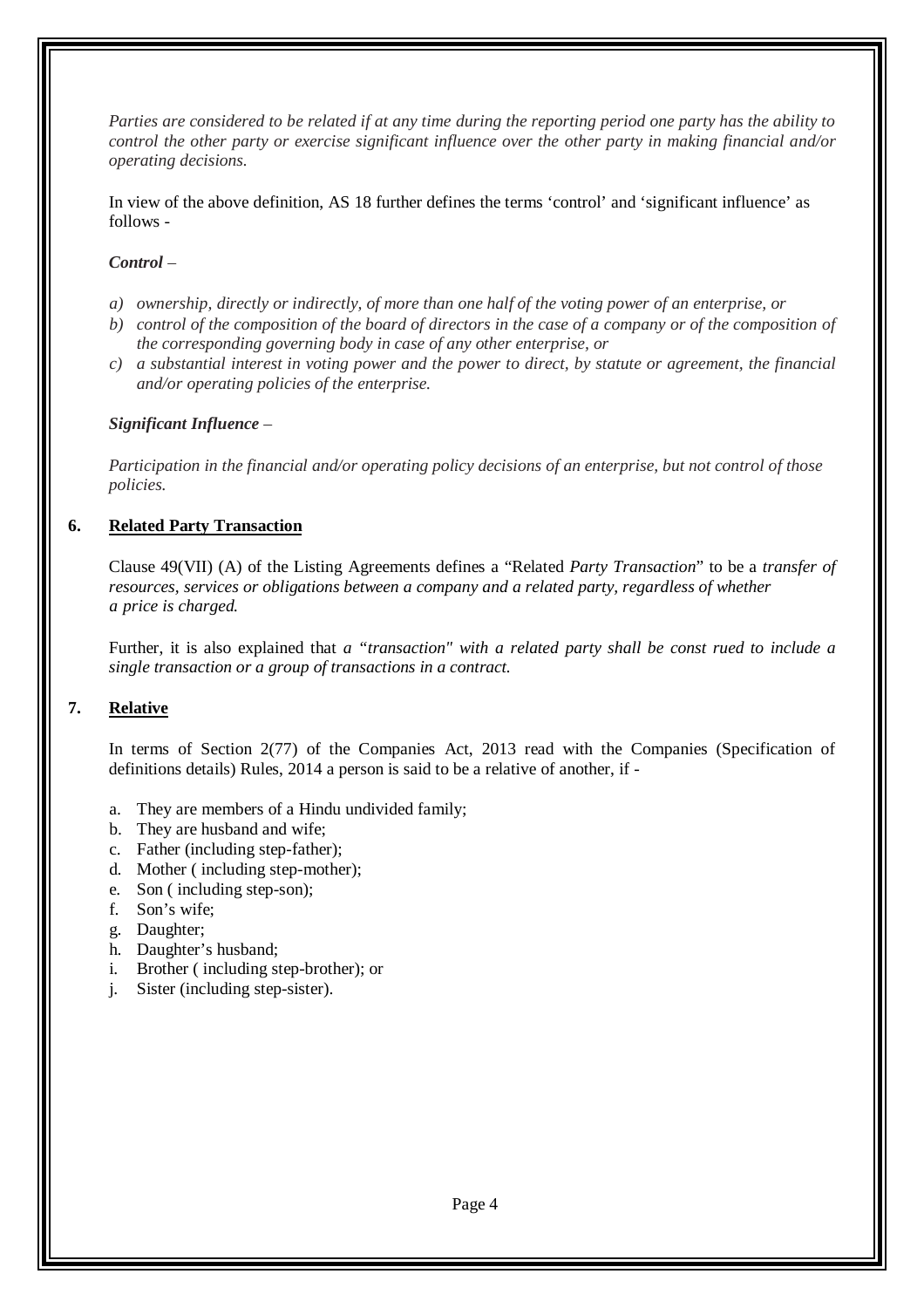*Parties are considered to be related if at any time during the reporting period one party has the ability to control the other party or exercise significant influence over the other party in making financial and/or operating decisions.*

In view of the above definition, AS 18 further defines the terms 'control' and 'significant influence' as follows -

***Control*** –

*a) ownership, directly or indirectly, of more than one half of the voting power of an enterprise, or*

*b) control of the composition of the board of directors in the case of a company or of the composition of the corresponding governing body in case of any other enterprise, or*

*c) a substantial interest in voting power and the power to direct, by statute or agreement, the financial and/or operating policies of the enterprise.*

***Significant Influence*** –

*Participation in the financial and/or operating policy decisions of an enterprise, but not control of those policies.*

## 6. Related Party Transaction

Clause 49(VII) (A) of the Listing Agreements defines a "Related *Party Transaction*" to be a *transfer of resources, services or obligations between a company and a related party, regardless of whether a price is charged.*

Further, it is also explained that *a "transaction" with a related party shall be const rued to include a single transaction or a group of transactions in a contract.*

## 7. Relative

In terms of Section 2(77) of the Companies Act, 2013 read with the Companies (Specification of definitions details) Rules, 2014 a person is said to be a relative of another, if -

a. They are members of a Hindu undivided family;
b. They are husband and wife;
c. Father (including step-father);
d. Mother ( including step-mother);
e. Son ( including step-son);
f. Son's wife;
g. Daughter;
h. Daughter's husband;
i. Brother ( including step-brother); or
j. Sister (including step-sister).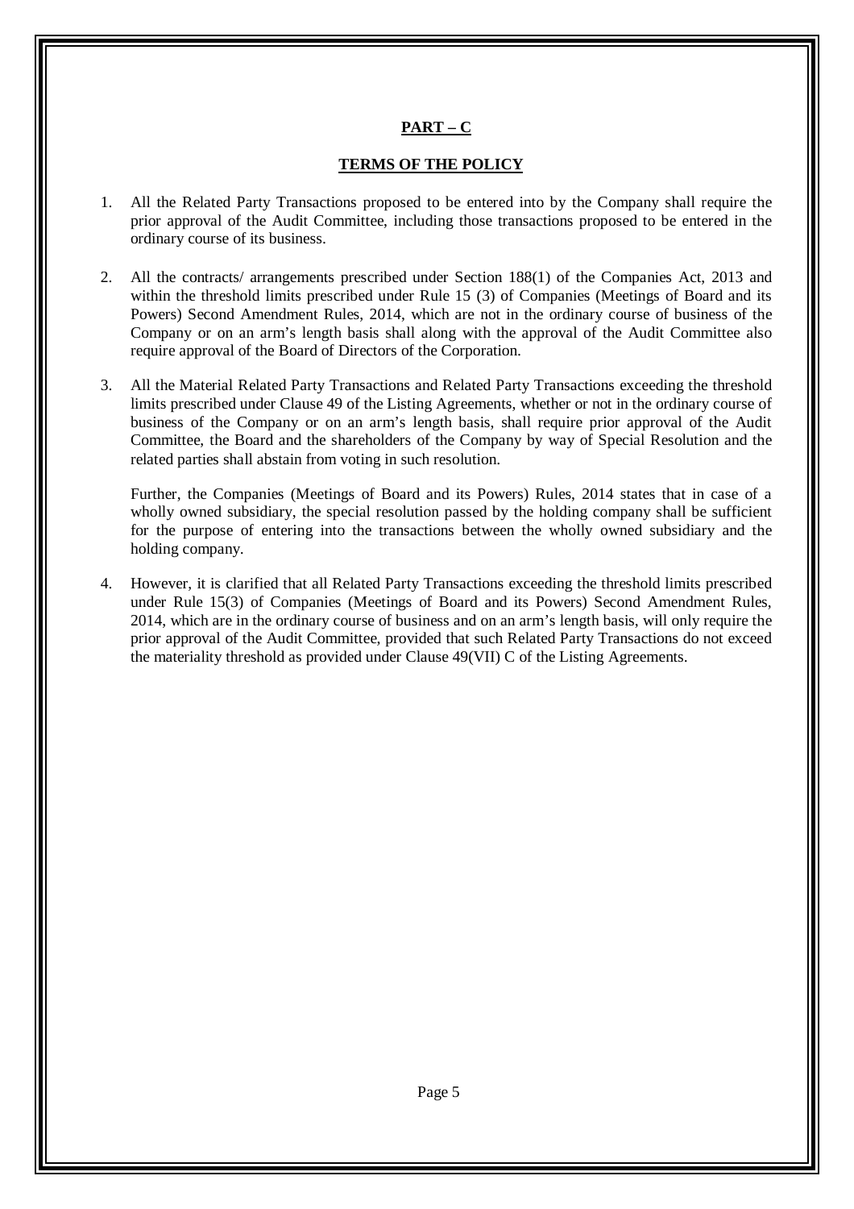## PART – C

### TERMS OF THE POLICY

1. All the Related Party Transactions proposed to be entered into by the Company shall require the prior approval of the Audit Committee, including those transactions proposed to be entered in the ordinary course of its business.

2. All the contracts/ arrangements prescribed under Section 188(1) of the Companies Act, 2013 and within the threshold limits prescribed under Rule 15 (3) of Companies (Meetings of Board and its Powers) Second Amendment Rules, 2014, which are not in the ordinary course of business of the Company or on an arm's length basis shall along with the approval of the Audit Committee also require approval of the Board of Directors of the Corporation.

3. All the Material Related Party Transactions and Related Party Transactions exceeding the threshold limits prescribed under Clause 49 of the Listing Agreements, whether or not in the ordinary course of business of the Company or on an arm's length basis, shall require prior approval of the Audit Committee, the Board and the shareholders of the Company by way of Special Resolution and the related parties shall abstain from voting in such resolution.

   Further, the Companies (Meetings of Board and its Powers) Rules, 2014 states that in case of a wholly owned subsidiary, the special resolution passed by the holding company shall be sufficient for the purpose of entering into the transactions between the wholly owned subsidiary and the holding company.

4. However, it is clarified that all Related Party Transactions exceeding the threshold limits prescribed under Rule 15(3) of Companies (Meetings of Board and its Powers) Second Amendment Rules, 2014, which are in the ordinary course of business and on an arm's length basis, will only require the prior approval of the Audit Committee, provided that such Related Party Transactions do not exceed the materiality threshold as provided under Clause 49(VII) C of the Listing Agreements.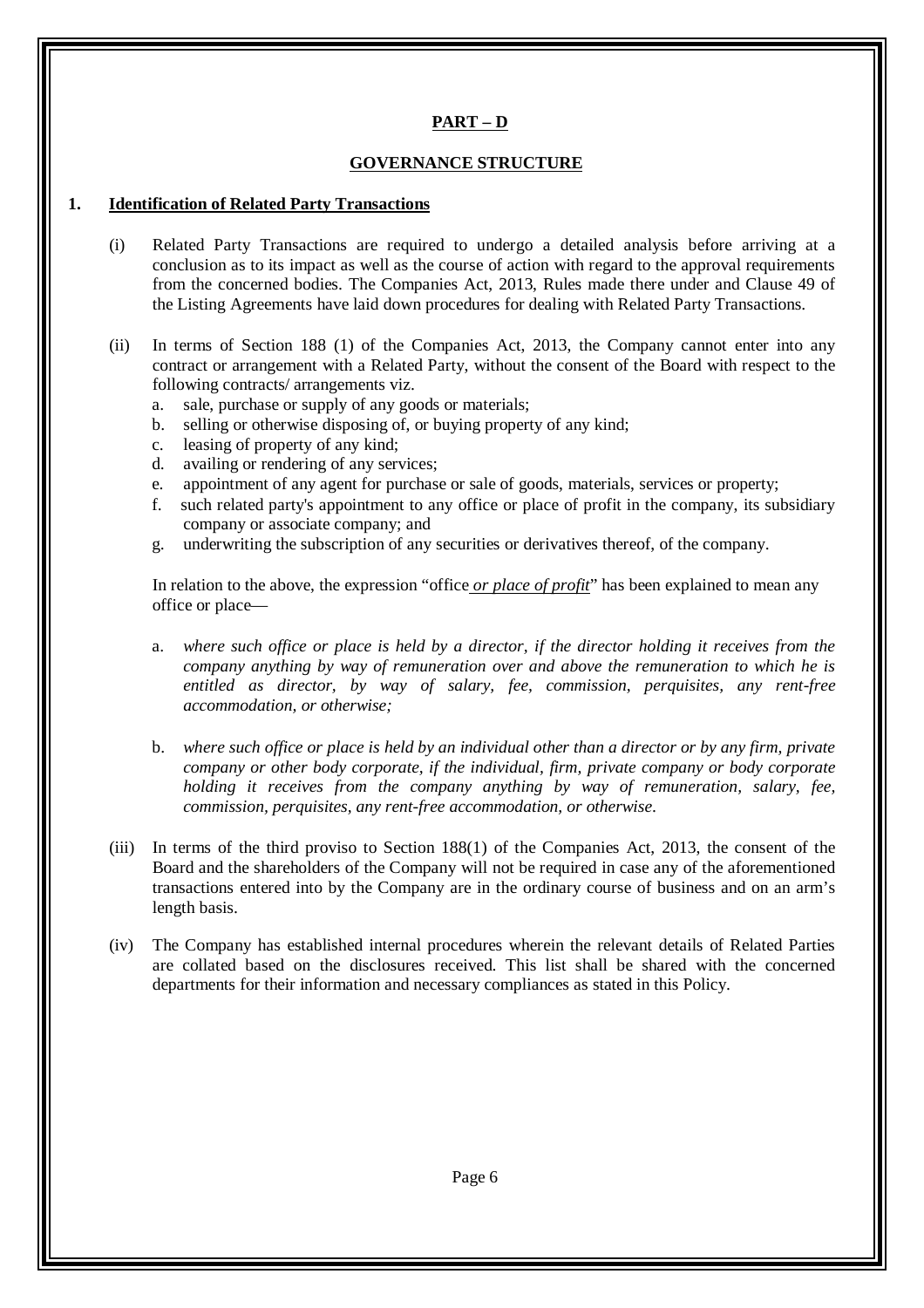# PART – D

## GOVERNANCE STRUCTURE

### 1. Identification of Related Party Transactions

(i) Related Party Transactions are required to undergo a detailed analysis before arriving at a conclusion as to its impact as well as the course of action with regard to the approval requirements from the concerned bodies. The Companies Act, 2013, Rules made there under and Clause 49 of the Listing Agreements have laid down procedures for dealing with Related Party Transactions.

(ii) In terms of Section 188 (1) of the Companies Act, 2013, the Company cannot enter into any contract or arrangement with a Related Party, without the consent of the Board with respect to the following contracts/ arrangements viz.

a. sale, purchase or supply of any goods or materials;
b. selling or otherwise disposing of, or buying property of any kind;
c. leasing of property of any kind;
d. availing or rendering of any services;
e. appointment of any agent for purchase or sale of goods, materials, services or property;
f. such related party's appointment to any office or place of profit in the company, its subsidiary company or associate company; and
g. underwriting the subscription of any securities or derivatives thereof, of the company.

In relation to the above, the expression "office *or place of profit*" has been explained to mean any office or place—

a. *where such office or place is held by a director, if the director holding it receives from the company anything by way of remuneration over and above the remuneration to which he is entitled as director, by way of salary, fee, commission, perquisites, any rent-free accommodation, or otherwise;*

b. *where such office or place is held by an individual other than a director or by any firm, private company or other body corporate, if the individual, firm, private company or body corporate holding it receives from the company anything by way of remuneration, salary, fee, commission, perquisites, any rent-free accommodation, or otherwise.*

(iii) In terms of the third proviso to Section 188(1) of the Companies Act, 2013, the consent of the Board and the shareholders of the Company will not be required in case any of the aforementioned transactions entered into by the Company are in the ordinary course of business and on an arm's length basis.

(iv) The Company has established internal procedures wherein the relevant details of Related Parties are collated based on the disclosures received. This list shall be shared with the concerned departments for their information and necessary compliances as stated in this Policy.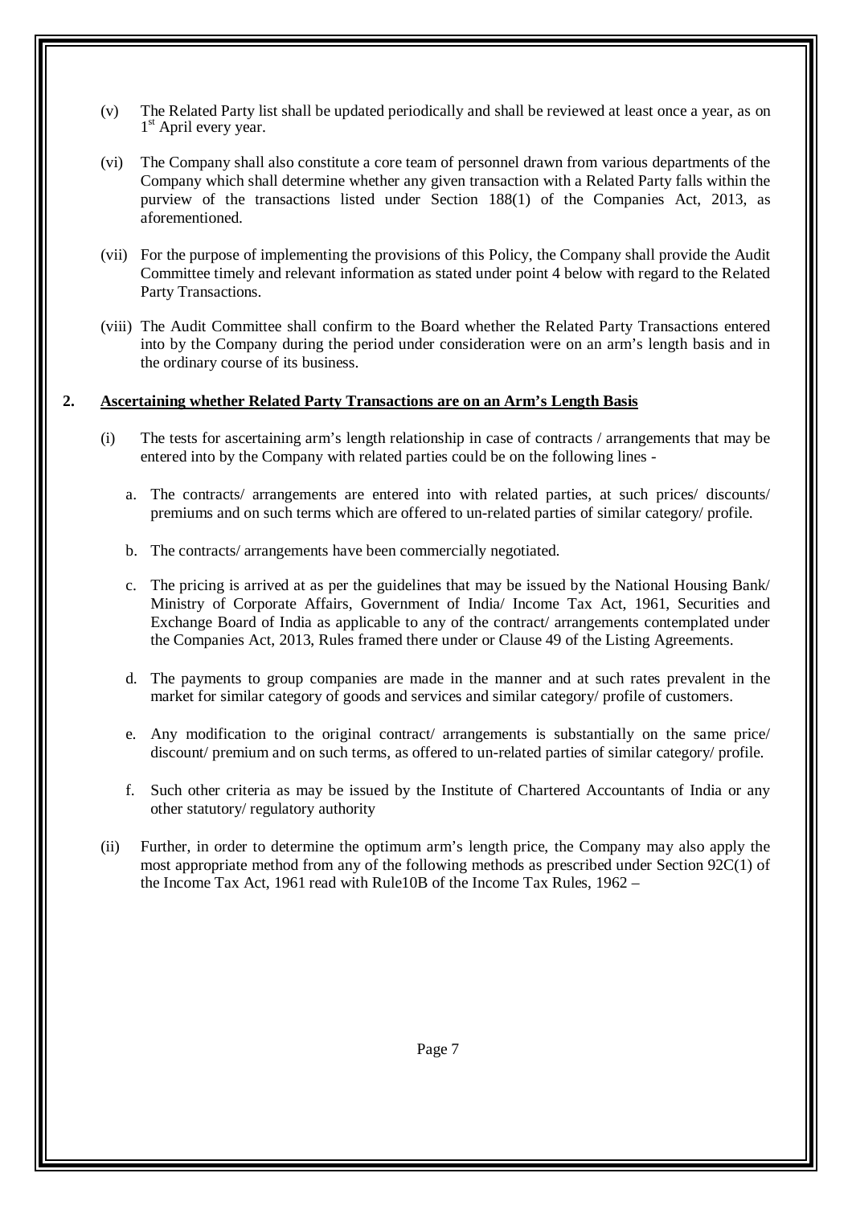(v) The Related Party list shall be updated periodically and shall be reviewed at least once a year, as on 1st April every year.

(vi) The Company shall also constitute a core team of personnel drawn from various departments of the Company which shall determine whether any given transaction with a Related Party falls within the purview of the transactions listed under Section 188(1) of the Companies Act, 2013, as aforementioned.

(vii) For the purpose of implementing the provisions of this Policy, the Company shall provide the Audit Committee timely and relevant information as stated under point 4 below with regard to the Related Party Transactions.

(viii) The Audit Committee shall confirm to the Board whether the Related Party Transactions entered into by the Company during the period under consideration were on an arm's length basis and in the ordinary course of its business.

## 2. Ascertaining whether Related Party Transactions are on an Arm's Length Basis

(i) The tests for ascertaining arm's length relationship in case of contracts / arrangements that may be entered into by the Company with related parties could be on the following lines -

a. The contracts/ arrangements are entered into with related parties, at such prices/ discounts/ premiums and on such terms which are offered to un-related parties of similar category/ profile.

b. The contracts/ arrangements have been commercially negotiated.

c. The pricing is arrived at as per the guidelines that may be issued by the National Housing Bank/ Ministry of Corporate Affairs, Government of India/ Income Tax Act, 1961, Securities and Exchange Board of India as applicable to any of the contract/ arrangements contemplated under the Companies Act, 2013, Rules framed there under or Clause 49 of the Listing Agreements.

d. The payments to group companies are made in the manner and at such rates prevalent in the market for similar category of goods and services and similar category/ profile of customers.

e. Any modification to the original contract/ arrangements is substantially on the same price/ discount/ premium and on such terms, as offered to un-related parties of similar category/ profile.

f. Such other criteria as may be issued by the Institute of Chartered Accountants of India or any other statutory/ regulatory authority

(ii) Further, in order to determine the optimum arm's length price, the Company may also apply the most appropriate method from any of the following methods as prescribed under Section 92C(1) of the Income Tax Act, 1961 read with Rule10B of the Income Tax Rules, 1962 –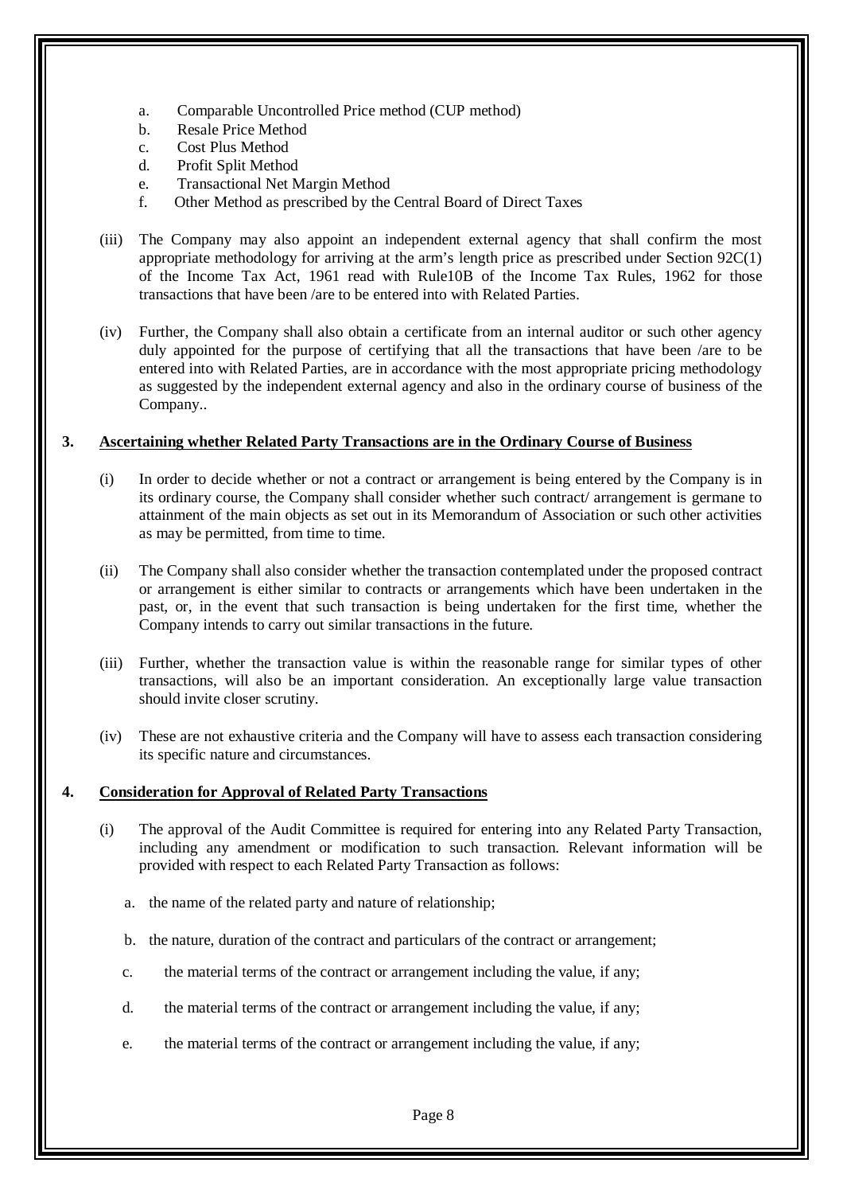a. Comparable Uncontrolled Price method (CUP method)
b. Resale Price Method
c. Cost Plus Method
d. Profit Split Method
e. Transactional Net Margin Method
f. Other Method as prescribed by the Central Board of Direct Taxes

(iii) The Company may also appoint an independent external agency that shall confirm the most appropriate methodology for arriving at the arm's length price as prescribed under Section 92C(1) of the Income Tax Act, 1961 read with Rule10B of the Income Tax Rules, 1962 for those transactions that have been /are to be entered into with Related Parties.

(iv) Further, the Company shall also obtain a certificate from an internal auditor or such other agency duly appointed for the purpose of certifying that all the transactions that have been /are to be entered into with Related Parties, are in accordance with the most appropriate pricing methodology as suggested by the independent external agency and also in the ordinary course of business of the Company..

## 3. Ascertaining whether Related Party Transactions are in the Ordinary Course of Business

(i) In order to decide whether or not a contract or arrangement is being entered by the Company is in its ordinary course, the Company shall consider whether such contract/ arrangement is germane to attainment of the main objects as set out in its Memorandum of Association or such other activities as may be permitted, from time to time.

(ii) The Company shall also consider whether the transaction contemplated under the proposed contract or arrangement is either similar to contracts or arrangements which have been undertaken in the past, or, in the event that such transaction is being undertaken for the first time, whether the Company intends to carry out similar transactions in the future.

(iii) Further, whether the transaction value is within the reasonable range for similar types of other transactions, will also be an important consideration. An exceptionally large value transaction should invite closer scrutiny.

(iv) These are not exhaustive criteria and the Company will have to assess each transaction considering its specific nature and circumstances.

## 4. Consideration for Approval of Related Party Transactions

(i) The approval of the Audit Committee is required for entering into any Related Party Transaction, including any amendment or modification to such transaction. Relevant information will be provided with respect to each Related Party Transaction as follows:

a. the name of the related party and nature of relationship;

b. the nature, duration of the contract and particulars of the contract or arrangement;

c. the material terms of the contract or arrangement including the value, if any;

d. the material terms of the contract or arrangement including the value, if any;

e. the material terms of the contract or arrangement including the value, if any;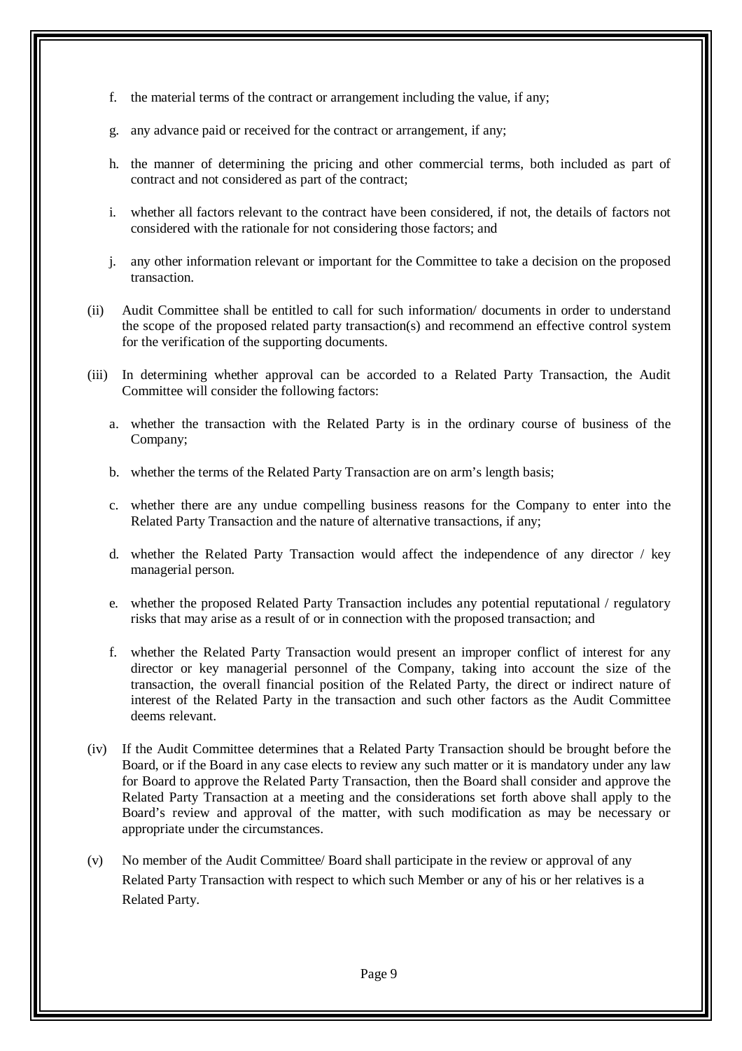f. the material terms of the contract or arrangement including the value, if any;

g. any advance paid or received for the contract or arrangement, if any;

h. the manner of determining the pricing and other commercial terms, both included as part of contract and not considered as part of the contract;

i. whether all factors relevant to the contract have been considered, if not, the details of factors not considered with the rationale for not considering those factors; and

j. any other information relevant or important for the Committee to take a decision on the proposed transaction.

(ii) Audit Committee shall be entitled to call for such information/ documents in order to understand the scope of the proposed related party transaction(s) and recommend an effective control system for the verification of the supporting documents.

(iii) In determining whether approval can be accorded to a Related Party Transaction, the Audit Committee will consider the following factors:

a. whether the transaction with the Related Party is in the ordinary course of business of the Company;

b. whether the terms of the Related Party Transaction are on arm's length basis;

c. whether there are any undue compelling business reasons for the Company to enter into the Related Party Transaction and the nature of alternative transactions, if any;

d. whether the Related Party Transaction would affect the independence of any director / key managerial person.

e. whether the proposed Related Party Transaction includes any potential reputational / regulatory risks that may arise as a result of or in connection with the proposed transaction; and

f. whether the Related Party Transaction would present an improper conflict of interest for any director or key managerial personnel of the Company, taking into account the size of the transaction, the overall financial position of the Related Party, the direct or indirect nature of interest of the Related Party in the transaction and such other factors as the Audit Committee deems relevant.

(iv) If the Audit Committee determines that a Related Party Transaction should be brought before the Board, or if the Board in any case elects to review any such matter or it is mandatory under any law for Board to approve the Related Party Transaction, then the Board shall consider and approve the Related Party Transaction at a meeting and the considerations set forth above shall apply to the Board's review and approval of the matter, with such modification as may be necessary or appropriate under the circumstances.

(v) No member of the Audit Committee/ Board shall participate in the review or approval of any Related Party Transaction with respect to which such Member or any of his or her relatives is a Related Party.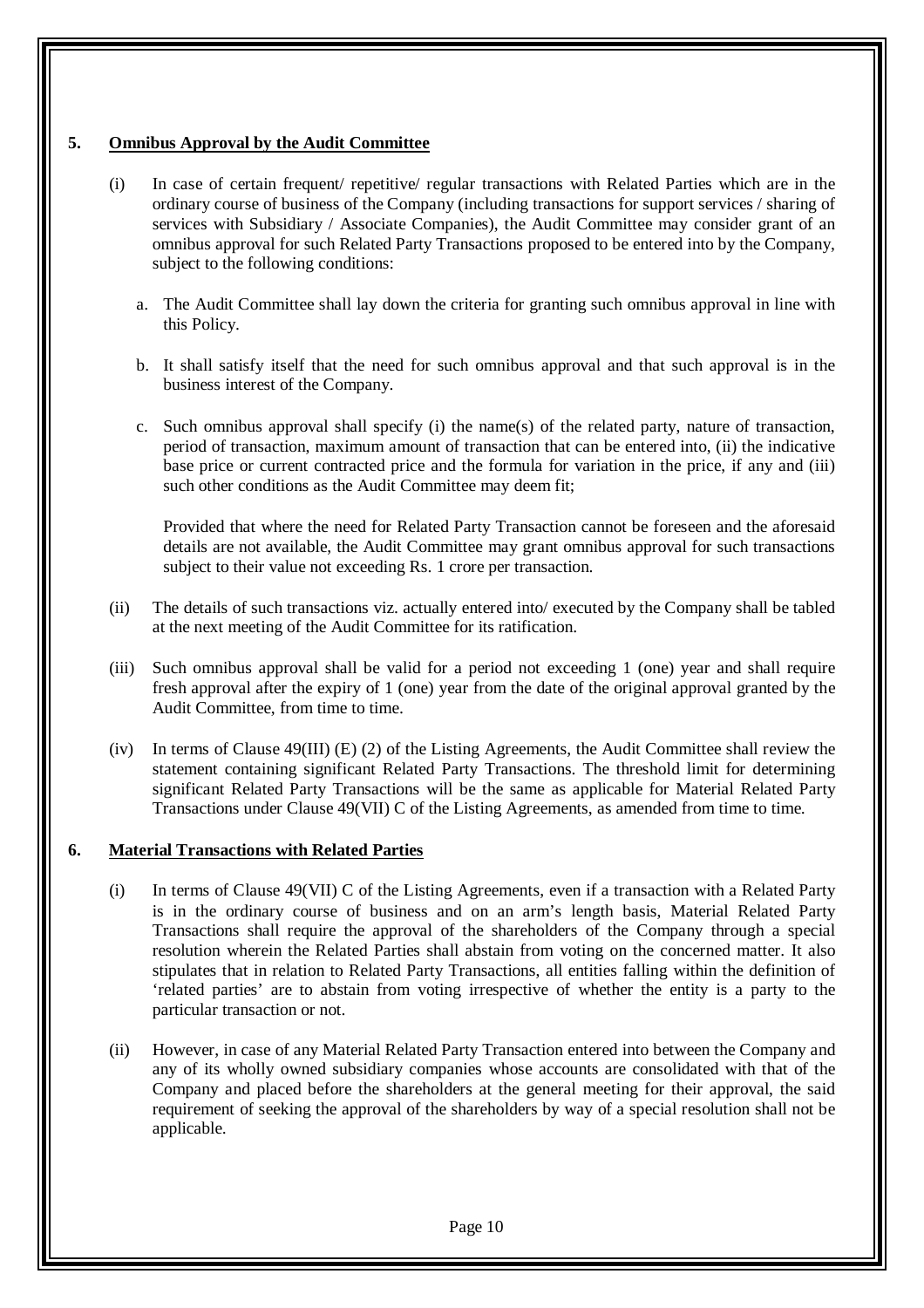## 5. Omnibus Approval by the Audit Committee

(i) In case of certain frequent/ repetitive/ regular transactions with Related Parties which are in the ordinary course of business of the Company (including transactions for support services / sharing of services with Subsidiary / Associate Companies), the Audit Committee may consider grant of an omnibus approval for such Related Party Transactions proposed to be entered into by the Company, subject to the following conditions:

   a. The Audit Committee shall lay down the criteria for granting such omnibus approval in line with this Policy.

   b. It shall satisfy itself that the need for such omnibus approval and that such approval is in the business interest of the Company.

   c. Such omnibus approval shall specify (i) the name(s) of the related party, nature of transaction, period of transaction, maximum amount of transaction that can be entered into, (ii) the indicative base price or current contracted price and the formula for variation in the price, if any and (iii) such other conditions as the Audit Committee may deem fit;

   Provided that where the need for Related Party Transaction cannot be foreseen and the aforesaid details are not available, the Audit Committee may grant omnibus approval for such transactions subject to their value not exceeding Rs. 1 crore per transaction.

(ii) The details of such transactions viz. actually entered into/ executed by the Company shall be tabled at the next meeting of the Audit Committee for its ratification.

(iii) Such omnibus approval shall be valid for a period not exceeding 1 (one) year and shall require fresh approval after the expiry of 1 (one) year from the date of the original approval granted by the Audit Committee, from time to time.

(iv) In terms of Clause 49(III) (E) (2) of the Listing Agreements, the Audit Committee shall review the statement containing significant Related Party Transactions. The threshold limit for determining significant Related Party Transactions will be the same as applicable for Material Related Party Transactions under Clause 49(VII) C of the Listing Agreements, as amended from time to time.

## 6. Material Transactions with Related Parties

(i) In terms of Clause 49(VII) C of the Listing Agreements, even if a transaction with a Related Party is in the ordinary course of business and on an arm's length basis, Material Related Party Transactions shall require the approval of the shareholders of the Company through a special resolution wherein the Related Parties shall abstain from voting on the concerned matter. It also stipulates that in relation to Related Party Transactions, all entities falling within the definition of 'related parties' are to abstain from voting irrespective of whether the entity is a party to the particular transaction or not.

(ii) However, in case of any Material Related Party Transaction entered into between the Company and any of its wholly owned subsidiary companies whose accounts are consolidated with that of the Company and placed before the shareholders at the general meeting for their approval, the said requirement of seeking the approval of the shareholders by way of a special resolution shall not be applicable.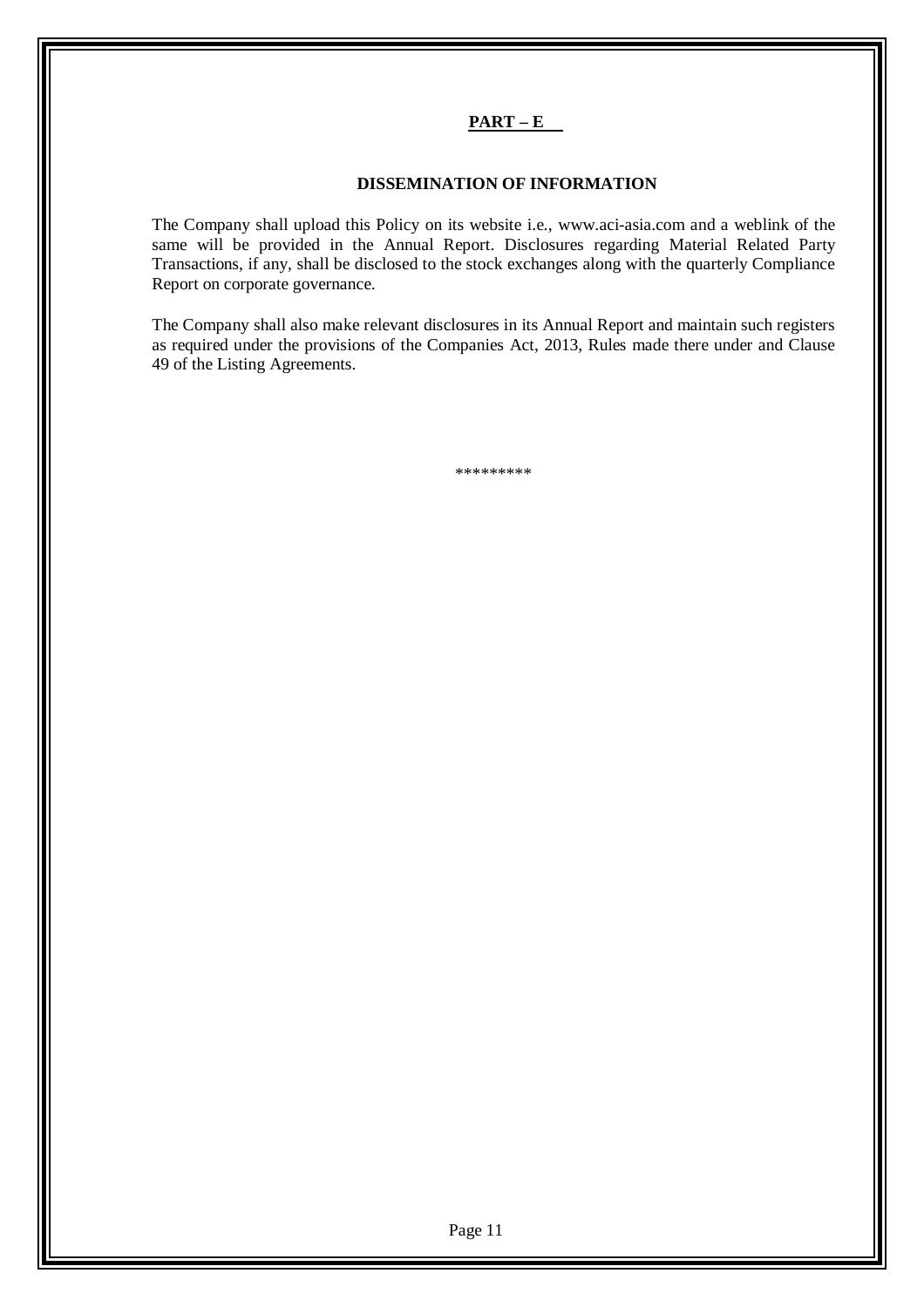## PART – E

### DISSEMINATION OF INFORMATION

The Company shall upload this Policy on its website i.e., www.aci-asia.com and a weblink of the same will be provided in the Annual Report. Disclosures regarding Material Related Party Transactions, if any, shall be disclosed to the stock exchanges along with the quarterly Compliance Report on corporate governance.

The Company shall also make relevant disclosures in its Annual Report and maintain such registers as required under the provisions of the Companies Act, 2013, Rules made there under and Clause 49 of the Listing Agreements.

*********